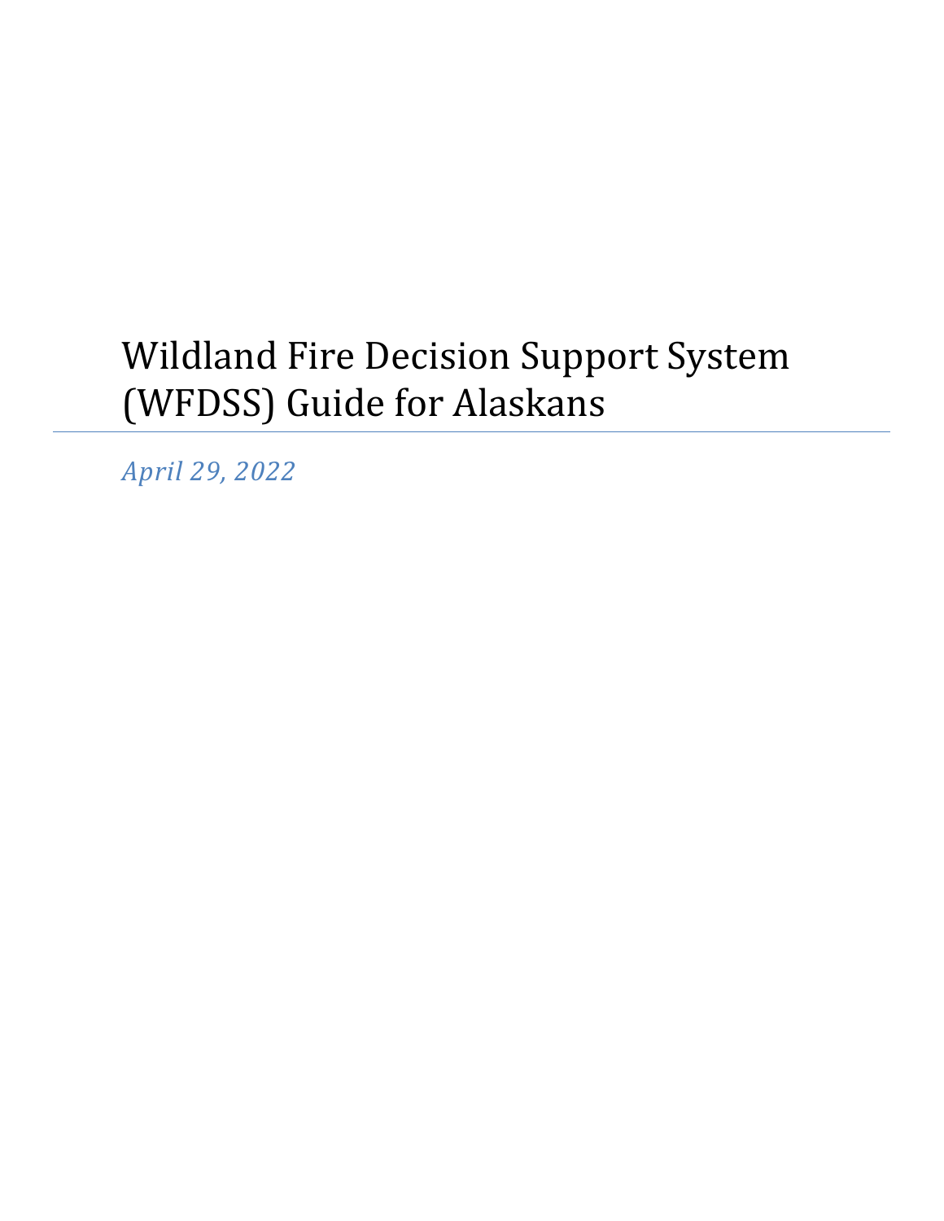# Wildland Fire Decision Support System (WFDSS) Guide for Alaskans

*April 29, 2022*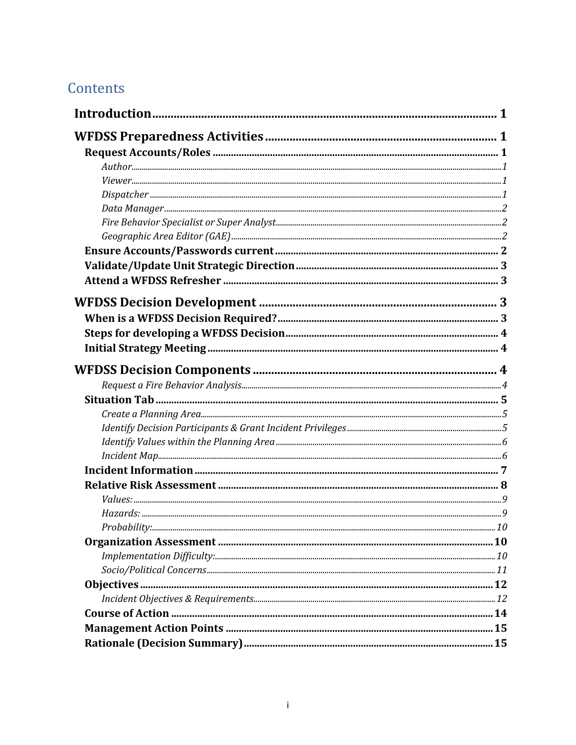# Contents

**Introduction** .......... 1

**WFDSS Preparedness Activities** .......... 1

- **Request Accounts/Roles** .......... 1
  - *Author* .......... 1
  - *Viewer* .......... 1
  - *Dispatcher* .......... 1
  - *Data Manager* .......... 2
  - *Fire Behavior Specialist or Super Analyst* .......... 2
  - *Geographic Area Editor (GAE)* .......... 2
- **Ensure Accounts/Passwords current** .......... 2
- **Validate/Update Unit Strategic Direction** .......... 3
- **Attend a WFDSS Refresher** .......... 3

**WFDSS Decision Development** .......... 3

- **When is a WFDSS Decision Required?** .......... 3
- **Steps for developing a WFDSS Decision** .......... 4
- **Initial Strategy Meeting** .......... 4

**WFDSS Decision Components** .......... 4

- *Request a Fire Behavior Analysis* .......... 4
- **Situation Tab** .......... 5
  - *Create a Planning Area* .......... 5
  - *Identify Decision Participants & Grant Incident Privileges* .......... 5
  - *Identify Values within the Planning Area* .......... 6
  - *Incident Map* .......... 6
- **Incident Information** .......... 7
- **Relative Risk Assessment** .......... 8
  - *Values:* .......... 9
  - *Hazards:* .......... 9
  - *Probability:* .......... 10
- **Organization Assessment** .......... 10
  - *Implementation Difficulty:* .......... 10
  - *Socio/Political Concerns* .......... 11
- **Objectives** .......... 12
  - *Incident Objectives & Requirements* .......... 12
- **Course of Action** .......... 14
- **Management Action Points** .......... 15
- **Rationale (Decision Summary)** .......... 15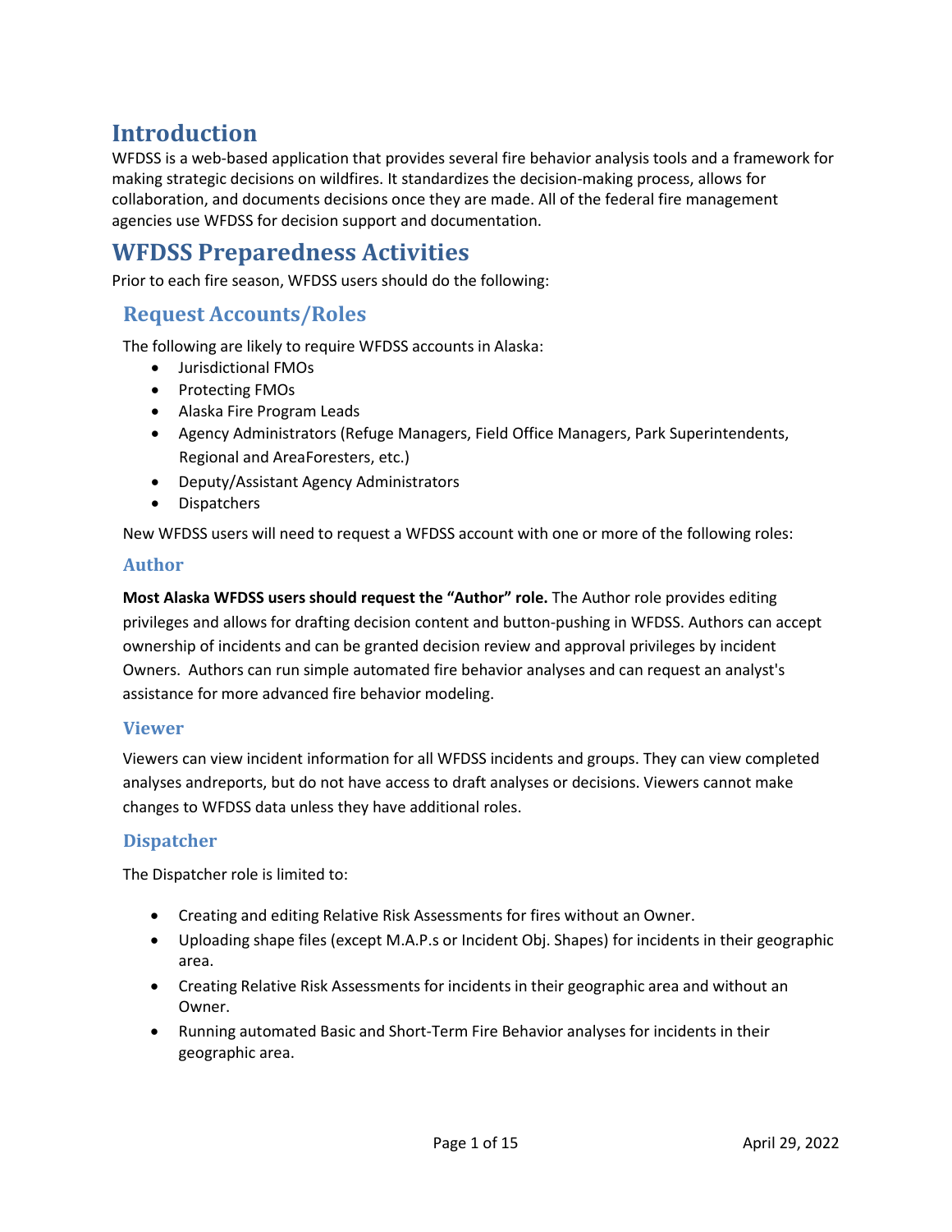# Introduction

WFDSS is a web-based application that provides several fire behavior analysis tools and a framework for making strategic decisions on wildfires. It standardizes the decision-making process, allows for collaboration, and documents decisions once they are made. All of the federal fire management agencies use WFDSS for decision support and documentation.

# WFDSS Preparedness Activities

Prior to each fire season, WFDSS users should do the following:

## Request Accounts/Roles

The following are likely to require WFDSS accounts in Alaska:

- Jurisdictional FMOs
- Protecting FMOs
- Alaska Fire Program Leads
- Agency Administrators (Refuge Managers, Field Office Managers, Park Superintendents, Regional and AreaForesters, etc.)
- Deputy/Assistant Agency Administrators
- Dispatchers

New WFDSS users will need to request a WFDSS account with one or more of the following roles:

### Author

**Most Alaska WFDSS users should request the "Author" role.** The Author role provides editing privileges and allows for drafting decision content and button-pushing in WFDSS. Authors can accept ownership of incidents and can be granted decision review and approval privileges by incident Owners. Authors can run simple automated fire behavior analyses and can request an analyst's assistance for more advanced fire behavior modeling.

### Viewer

Viewers can view incident information for all WFDSS incidents and groups. They can view completed analyses andreports, but do not have access to draft analyses or decisions. Viewers cannot make changes to WFDSS data unless they have additional roles.

### Dispatcher

The Dispatcher role is limited to:

- Creating and editing Relative Risk Assessments for fires without an Owner.
- Uploading shape files (except M.A.P.s or Incident Obj. Shapes) for incidents in their geographic area.
- Creating Relative Risk Assessments for incidents in their geographic area and without an Owner.
- Running automated Basic and Short-Term Fire Behavior analyses for incidents in their geographic area.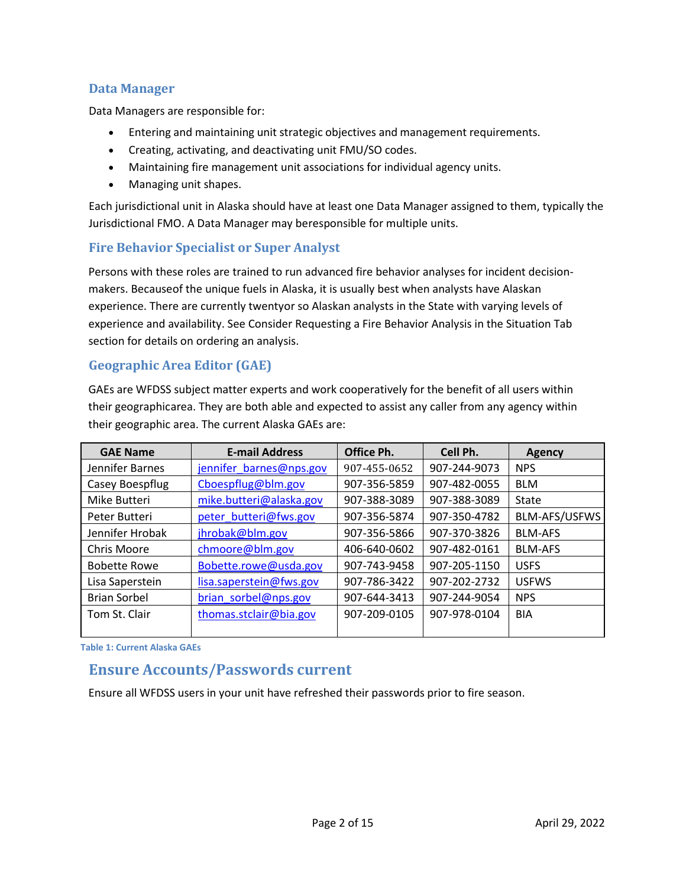### Data Manager

Data Managers are responsible for:

- Entering and maintaining unit strategic objectives and management requirements.
- Creating, activating, and deactivating unit FMU/SO codes.
- Maintaining fire management unit associations for individual agency units.
- Managing unit shapes.

Each jurisdictional unit in Alaska should have at least one Data Manager assigned to them, typically the Jurisdictional FMO. A Data Manager may beresponsible for multiple units.

### Fire Behavior Specialist or Super Analyst

Persons with these roles are trained to run advanced fire behavior analyses for incident decision-makers. Becauseof the unique fuels in Alaska, it is usually best when analysts have Alaskan experience. There are currently twentyor so Alaskan analysts in the State with varying levels of experience and availability. See Consider Requesting a Fire Behavior Analysis in the Situation Tab section for details on ordering an analysis.

### Geographic Area Editor (GAE)

GAEs are WFDSS subject matter experts and work cooperatively for the benefit of all users within their geographicarea. They are both able and expected to assist any caller from any agency within their geographic area. The current Alaska GAEs are:

| GAE Name | E-mail Address | Office Ph. | Cell Ph. | Agency |
|---|---|---|---|---|
| Jennifer Barnes | jennifer_barnes@nps.gov | 907-455-0652 | 907-244-9073 | NPS |
| Casey Boespflug | Cboespflug@blm.gov | 907-356-5859 | 907-482-0055 | BLM |
| Mike Butteri | mike.butteri@alaska.gov | 907-388-3089 | 907-388-3089 | State |
| Peter Butteri | peter_butteri@fws.gov | 907-356-5874 | 907-350-4782 | BLM-AFS/USFWS |
| Jennifer Hrobak | jhrobak@blm.gov | 907-356-5866 | 907-370-3826 | BLM-AFS |
| Chris Moore | chmoore@blm.gov | 406-640-0602 | 907-482-0161 | BLM-AFS |
| Bobette Rowe | Bobette.rowe@usda.gov | 907-743-9458 | 907-205-1150 | USFS |
| Lisa Saperstein | lisa.saperstein@fws.gov | 907-786-3422 | 907-202-2732 | USFWS |
| Brian Sorbel | brian_sorbel@nps.gov | 907-644-3413 | 907-244-9054 | NPS |
| Tom St. Clair | thomas.stclair@bia.gov | 907-209-0105 | 907-978-0104 | BIA |

Table 1: Current Alaska GAEs

## Ensure Accounts/Passwords current

Ensure all WFDSS users in your unit have refreshed their passwords prior to fire season.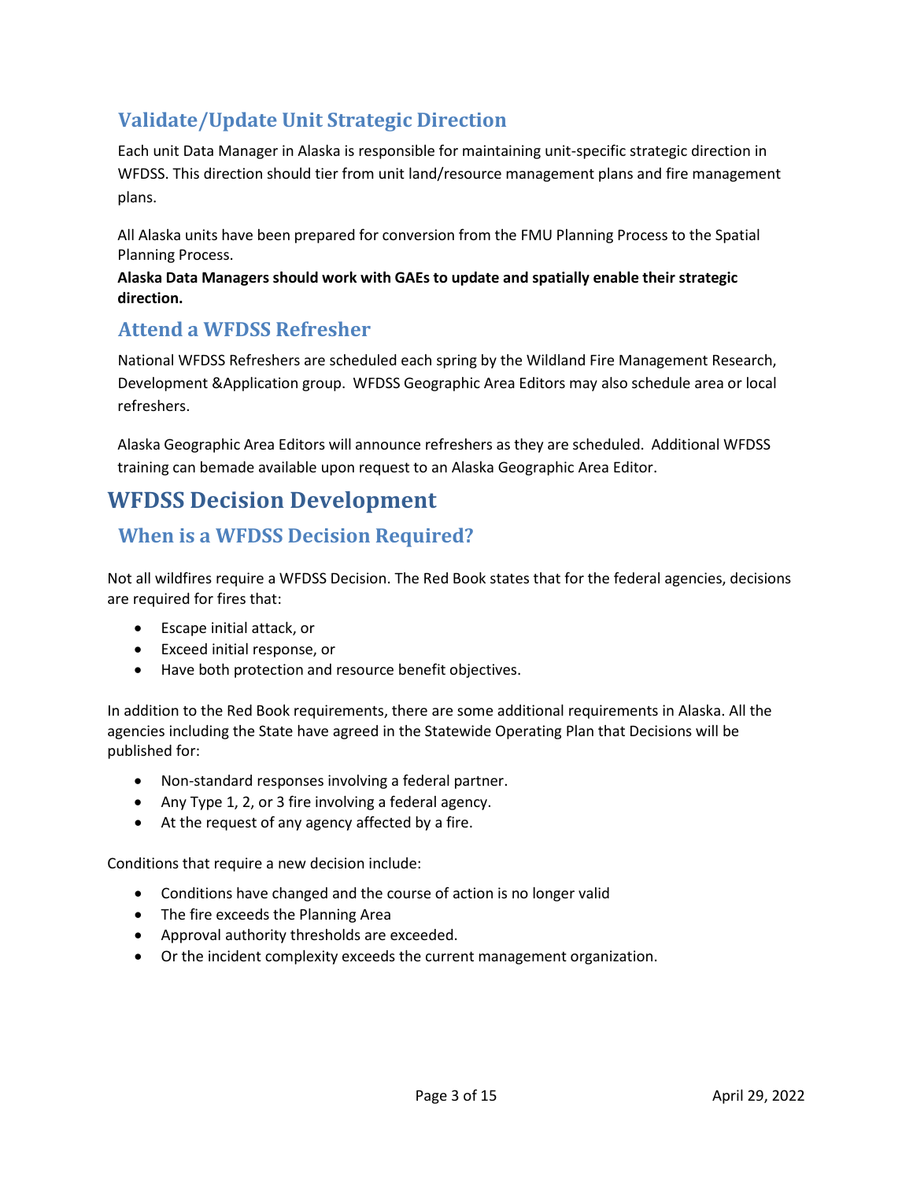## Validate/Update Unit Strategic Direction

Each unit Data Manager in Alaska is responsible for maintaining unit-specific strategic direction in WFDSS. This direction should tier from unit land/resource management plans and fire management plans.

All Alaska units have been prepared for conversion from the FMU Planning Process to the Spatial Planning Process.

**Alaska Data Managers should work with GAEs to update and spatially enable their strategic direction.**

## Attend a WFDSS Refresher

National WFDSS Refreshers are scheduled each spring by the Wildland Fire Management Research, Development &Application group. WFDSS Geographic Area Editors may also schedule area or local refreshers.

Alaska Geographic Area Editors will announce refreshers as they are scheduled. Additional WFDSS training can bemade available upon request to an Alaska Geographic Area Editor.

# WFDSS Decision Development

## When is a WFDSS Decision Required?

Not all wildfires require a WFDSS Decision. The Red Book states that for the federal agencies, decisions are required for fires that:

- Escape initial attack, or
- Exceed initial response, or
- Have both protection and resource benefit objectives.

In addition to the Red Book requirements, there are some additional requirements in Alaska. All the agencies including the State have agreed in the Statewide Operating Plan that Decisions will be published for:

- Non-standard responses involving a federal partner.
- Any Type 1, 2, or 3 fire involving a federal agency.
- At the request of any agency affected by a fire.

Conditions that require a new decision include:

- Conditions have changed and the course of action is no longer valid
- The fire exceeds the Planning Area
- Approval authority thresholds are exceeded.
- Or the incident complexity exceeds the current management organization.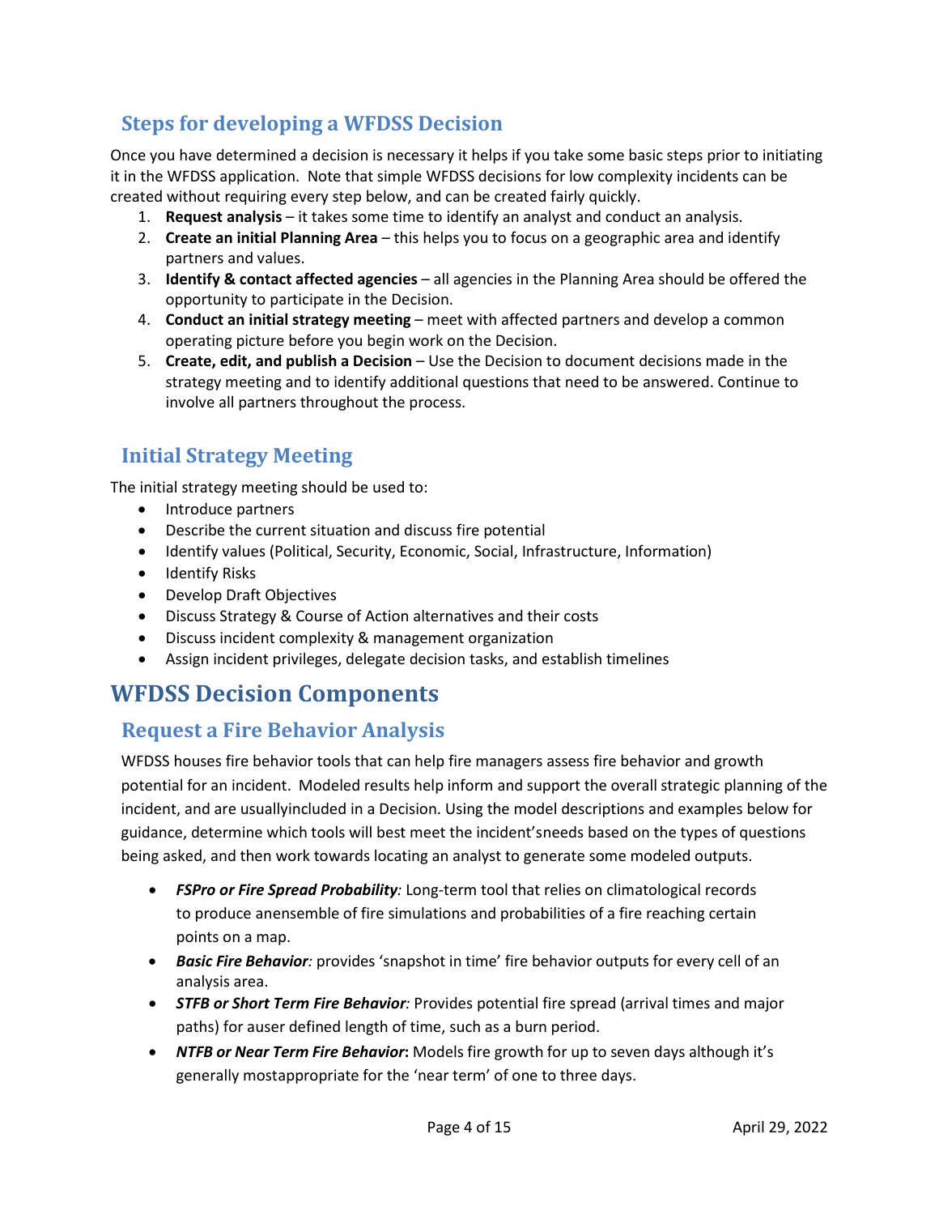## Steps for developing a WFDSS Decision

Once you have determined a decision is necessary it helps if you take some basic steps prior to initiating it in the WFDSS application. Note that simple WFDSS decisions for low complexity incidents can be created without requiring every step below, and can be created fairly quickly.

1. **Request analysis** – it takes some time to identify an analyst and conduct an analysis.
2. **Create an initial Planning Area** – this helps you to focus on a geographic area and identify partners and values.
3. **Identify & contact affected agencies** – all agencies in the Planning Area should be offered the opportunity to participate in the Decision.
4. **Conduct an initial strategy meeting** – meet with affected partners and develop a common operating picture before you begin work on the Decision.
5. **Create, edit, and publish a Decision** – Use the Decision to document decisions made in the strategy meeting and to identify additional questions that need to be answered. Continue to involve all partners throughout the process.

## Initial Strategy Meeting

The initial strategy meeting should be used to:

- Introduce partners
- Describe the current situation and discuss fire potential
- Identify values (Political, Security, Economic, Social, Infrastructure, Information)
- Identify Risks
- Develop Draft Objectives
- Discuss Strategy & Course of Action alternatives and their costs
- Discuss incident complexity & management organization
- Assign incident privileges, delegate decision tasks, and establish timelines

# WFDSS Decision Components

## Request a Fire Behavior Analysis

WFDSS houses fire behavior tools that can help fire managers assess fire behavior and growth potential for an incident. Modeled results help inform and support the overall strategic planning of the incident, and are usuallyincluded in a Decision. Using the model descriptions and examples below for guidance, determine which tools will best meet the incident'sneeds based on the types of questions being asked, and then work towards locating an analyst to generate some modeled outputs.

- ***FSPro or Fire Spread Probability**:* Long-term tool that relies on climatological records to produce anensemble of fire simulations and probabilities of a fire reaching certain points on a map.
- ***Basic Fire Behavior**:* provides 'snapshot in time' fire behavior outputs for every cell of an analysis area.
- ***STFB or Short Term Fire Behavior**:* Provides potential fire spread (arrival times and major paths) for auser defined length of time, such as a burn period.
- ***NTFB or Near Term Fire Behavior*:** Models fire growth for up to seven days although it's generally mostappropriate for the 'near term' of one to three days.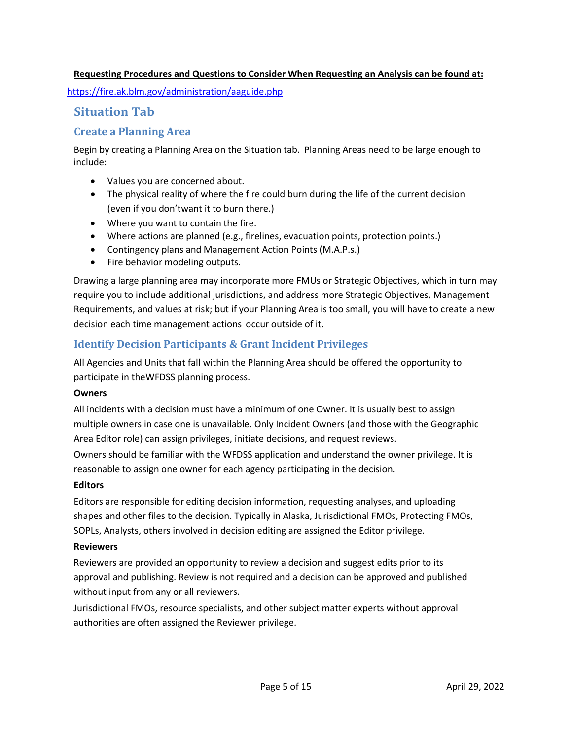**Requesting Procedures and Questions to Consider When Requesting an Analysis can be found at:**

https://fire.ak.blm.gov/administration/aaguide.php

## Situation Tab

### Create a Planning Area

Begin by creating a Planning Area on the Situation tab. Planning Areas need to be large enough to include:

- Values you are concerned about.
- The physical reality of where the fire could burn during the life of the current decision (even if you don'twant it to burn there.)
- Where you want to contain the fire.
- Where actions are planned (e.g., firelines, evacuation points, protection points.)
- Contingency plans and Management Action Points (M.A.P.s.)
- Fire behavior modeling outputs.

Drawing a large planning area may incorporate more FMUs or Strategic Objectives, which in turn may require you to include additional jurisdictions, and address more Strategic Objectives, Management Requirements, and values at risk; but if your Planning Area is too small, you will have to create a new decision each time management actions occur outside of it.

### Identify Decision Participants & Grant Incident Privileges

All Agencies and Units that fall within the Planning Area should be offered the opportunity to participate in theWFDSS planning process.

**Owners**

All incidents with a decision must have a minimum of one Owner. It is usually best to assign multiple owners in case one is unavailable. Only Incident Owners (and those with the Geographic Area Editor role) can assign privileges, initiate decisions, and request reviews.

Owners should be familiar with the WFDSS application and understand the owner privilege. It is reasonable to assign one owner for each agency participating in the decision.

**Editors**

Editors are responsible for editing decision information, requesting analyses, and uploading shapes and other files to the decision. Typically in Alaska, Jurisdictional FMOs, Protecting FMOs, SOPLs, Analysts, others involved in decision editing are assigned the Editor privilege.

**Reviewers**

Reviewers are provided an opportunity to review a decision and suggest edits prior to its approval and publishing. Review is not required and a decision can be approved and published without input from any or all reviewers.

Jurisdictional FMOs, resource specialists, and other subject matter experts without approval authorities are often assigned the Reviewer privilege.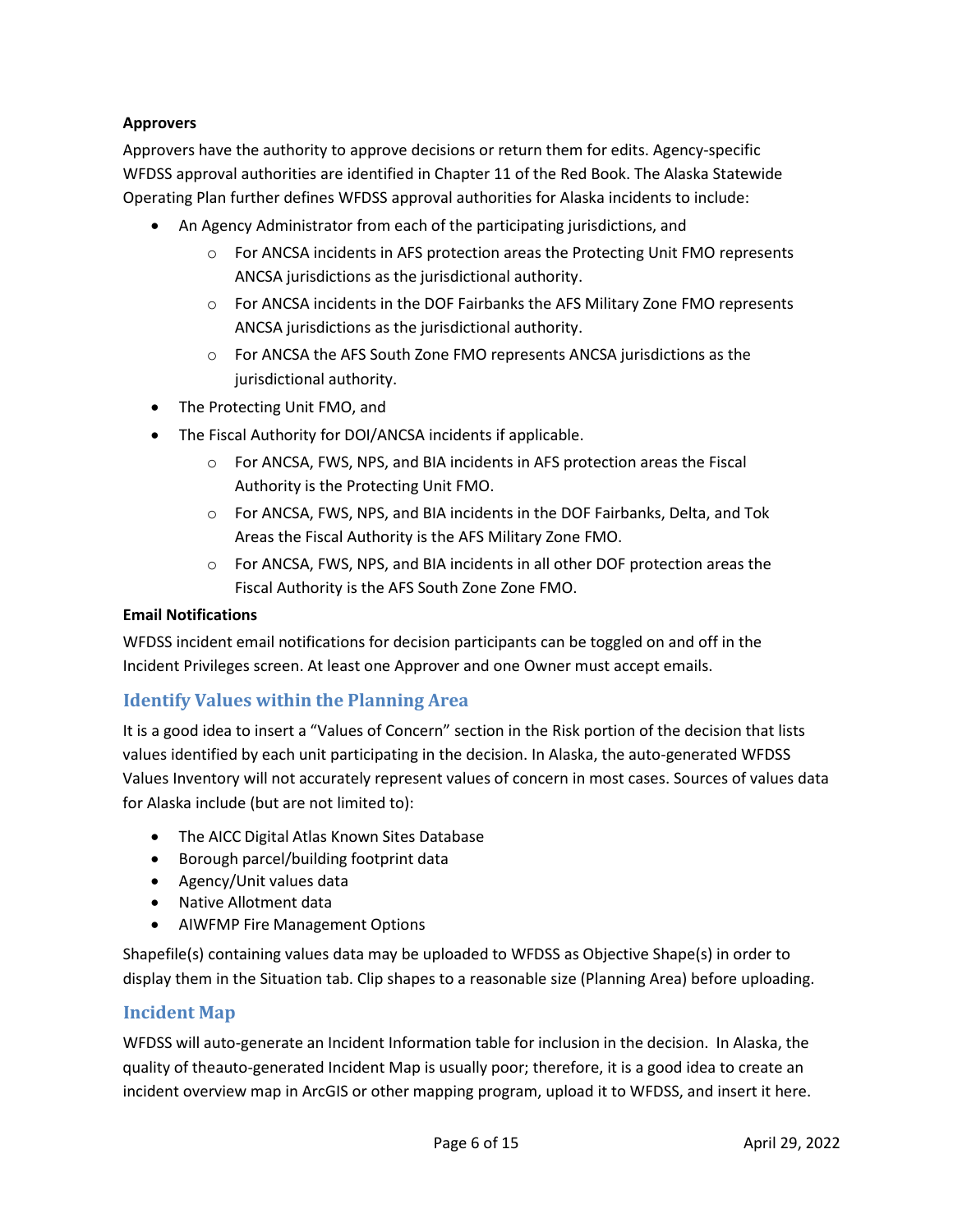**Approvers**

Approvers have the authority to approve decisions or return them for edits. Agency-specific WFDSS approval authorities are identified in Chapter 11 of the Red Book. The Alaska Statewide Operating Plan further defines WFDSS approval authorities for Alaska incidents to include:

- An Agency Administrator from each of the participating jurisdictions, and
  - For ANCSA incidents in AFS protection areas the Protecting Unit FMO represents ANCSA jurisdictions as the jurisdictional authority.
  - For ANCSA incidents in the DOF Fairbanks the AFS Military Zone FMO represents ANCSA jurisdictions as the jurisdictional authority.
  - For ANCSA the AFS South Zone FMO represents ANCSA jurisdictions as the jurisdictional authority.
- The Protecting Unit FMO, and
- The Fiscal Authority for DOI/ANCSA incidents if applicable.
  - For ANCSA, FWS, NPS, and BIA incidents in AFS protection areas the Fiscal Authority is the Protecting Unit FMO.
  - For ANCSA, FWS, NPS, and BIA incidents in the DOF Fairbanks, Delta, and Tok Areas the Fiscal Authority is the AFS Military Zone FMO.
  - For ANCSA, FWS, NPS, and BIA incidents in all other DOF protection areas the Fiscal Authority is the AFS South Zone Zone FMO.

**Email Notifications**

WFDSS incident email notifications for decision participants can be toggled on and off in the Incident Privileges screen. At least one Approver and one Owner must accept emails.

## Identify Values within the Planning Area

It is a good idea to insert a "Values of Concern" section in the Risk portion of the decision that lists values identified by each unit participating in the decision. In Alaska, the auto-generated WFDSS Values Inventory will not accurately represent values of concern in most cases. Sources of values data for Alaska include (but are not limited to):

- The AICC Digital Atlas Known Sites Database
- Borough parcel/building footprint data
- Agency/Unit values data
- Native Allotment data
- AIWFMP Fire Management Options

Shapefile(s) containing values data may be uploaded to WFDSS as Objective Shape(s) in order to display them in the Situation tab. Clip shapes to a reasonable size (Planning Area) before uploading.

## Incident Map

WFDSS will auto-generate an Incident Information table for inclusion in the decision. In Alaska, the quality of theauto-generated Incident Map is usually poor; therefore, it is a good idea to create an incident overview map in ArcGIS or other mapping program, upload it to WFDSS, and insert it here.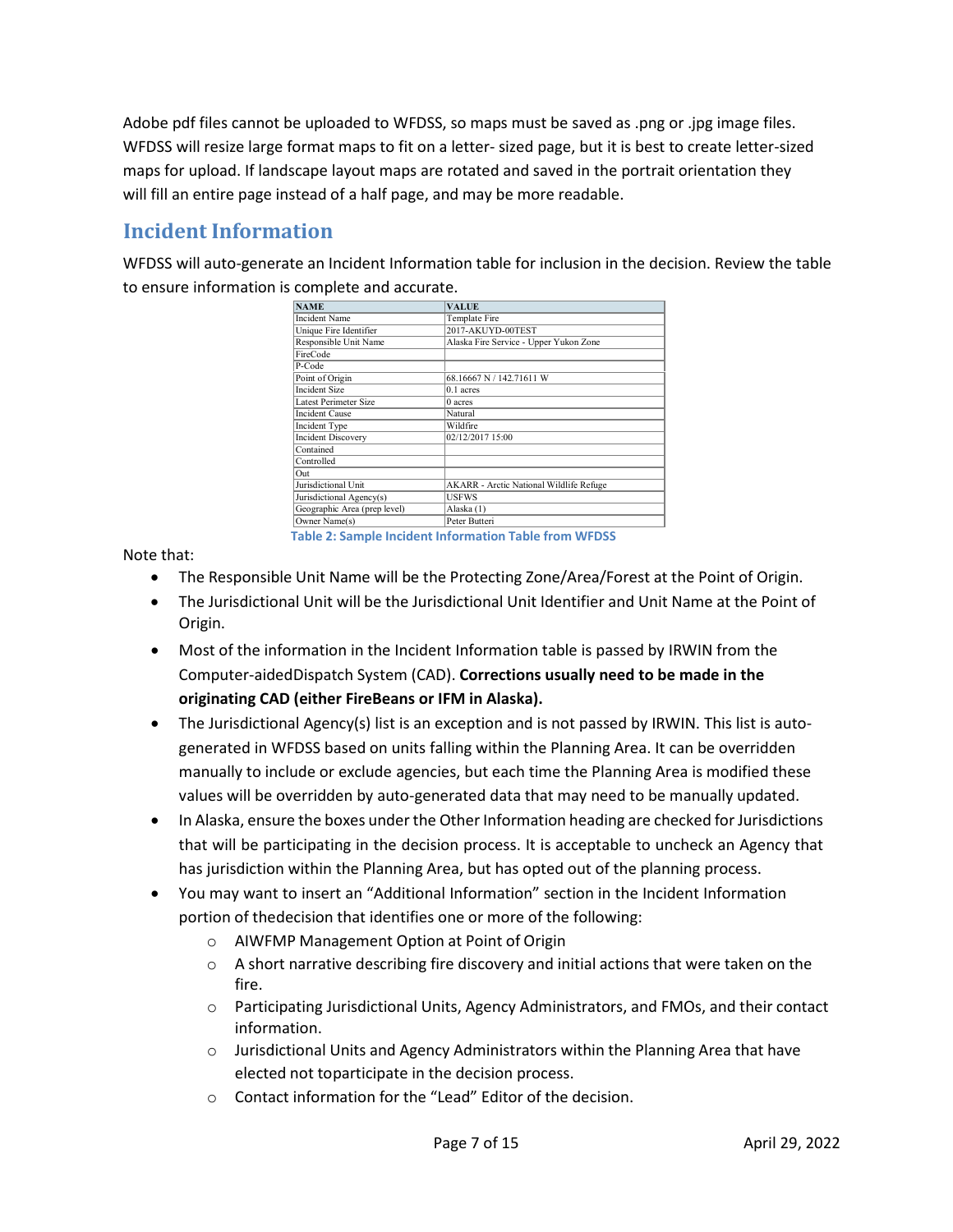Adobe pdf files cannot be uploaded to WFDSS, so maps must be saved as .png or .jpg image files. WFDSS will resize large format maps to fit on a letter- sized page, but it is best to create letter-sized maps for upload. If landscape layout maps are rotated and saved in the portrait orientation they will fill an entire page instead of a half page, and may be more readable.

## Incident Information

WFDSS will auto-generate an Incident Information table for inclusion in the decision. Review the table to ensure information is complete and accurate.

| NAME | VALUE |
|---|---|
| Incident Name | Template Fire |
| Unique Fire Identifier | 2017-AKUYD-00TEST |
| Responsible Unit Name | Alaska Fire Service - Upper Yukon Zone |
| FireCode | |
| P-Code | |
| Point of Origin | 68.16667 N / 142.71611 W |
| Incident Size | 0.1 acres |
| Latest Perimeter Size | 0 acres |
| Incident Cause | Natural |
| Incident Type | Wildfire |
| Incident Discovery | 02/12/2017 15:00 |
| Contained | |
| Controlled | |
| Out | |
| Jurisdictional Unit | AKARR - Arctic National Wildlife Refuge |
| Jurisdictional Agency(s) | USFWS |
| Geographic Area (prep level) | Alaska (1) |
| Owner Name(s) | Peter Butteri |

Table 2: Sample Incident Information Table from WFDSS

Note that:

- The Responsible Unit Name will be the Protecting Zone/Area/Forest at the Point of Origin.
- The Jurisdictional Unit will be the Jurisdictional Unit Identifier and Unit Name at the Point of Origin.
- Most of the information in the Incident Information table is passed by IRWIN from the Computer-aidedDispatch System (CAD). **Corrections usually need to be made in the originating CAD (either FireBeans or IFM in Alaska).**
- The Jurisdictional Agency(s) list is an exception and is not passed by IRWIN. This list is auto-generated in WFDSS based on units falling within the Planning Area. It can be overridden manually to include or exclude agencies, but each time the Planning Area is modified these values will be overridden by auto-generated data that may need to be manually updated.
- In Alaska, ensure the boxes under the Other Information heading are checked for Jurisdictions that will be participating in the decision process. It is acceptable to uncheck an Agency that has jurisdiction within the Planning Area, but has opted out of the planning process.
- You may want to insert an "Additional Information" section in the Incident Information portion of thedecision that identifies one or more of the following:
  - AIWFMP Management Option at Point of Origin
  - A short narrative describing fire discovery and initial actions that were taken on the fire.
  - Participating Jurisdictional Units, Agency Administrators, and FMOs, and their contact information.
  - Jurisdictional Units and Agency Administrators within the Planning Area that have elected not toparticipate in the decision process.
  - Contact information for the "Lead" Editor of the decision.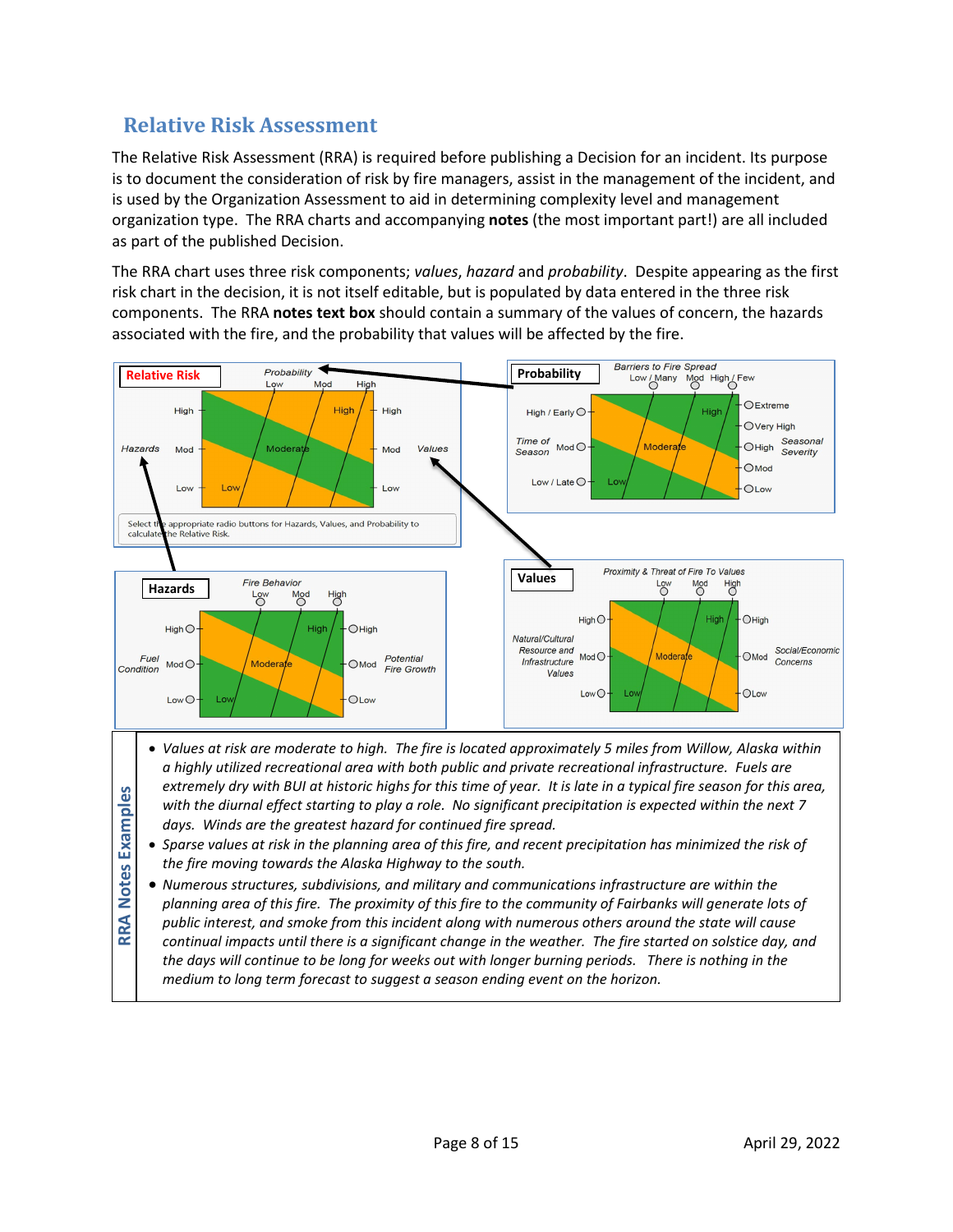## Relative Risk Assessment

The Relative Risk Assessment (RRA) is required before publishing a Decision for an incident. Its purpose is to document the consideration of risk by fire managers, assist in the management of the incident, and is used by the Organization Assessment to aid in determining complexity level and management organization type. The RRA charts and accompanying **notes** (the most important part!) are all included as part of the published Decision.

The RRA chart uses three risk components; *values*, *hazard* and *probability*. Despite appearing as the first risk chart in the decision, it is not itself editable, but is populated by data entered in the three risk components. The RRA **notes text box** should contain a summary of the values of concern, the hazards associated with the fire, and the probability that values will be affected by the fire.

**Relative Risk** — Probability (Low, Mod, High); Hazards (High, Mod, Low); Values (High, Mod, Low); chart regions: High, Moderate, Low. Select the appropriate radio buttons for Hazards, Values, and Probability to calculate the Relative Risk.

**Probability** — Barriers to Fire Spread (Low / Many, Mod, High / Few); Time of Season (High / Early, Mod, Low / Late); Seasonal Severity (Extreme, Very High, High, Mod, Low); chart regions: High, Moderate, Low.

**Hazards** — Fire Behavior (Low, Mod, High); Fuel Condition (High, Mod, Low); Potential Fire Growth (High, Mod, Low); chart regions: High, Moderate, Low.

**Values** — Proximity & Threat of Fire To Values (Low, Mod, High); Natural/Cultural Resource and Infrastructure Values (High, Mod, Low); Social/Economic Concerns (High, Mod, Low); chart regions: High, Moderate, Low.

**RRA Notes Examples**

- *Values at risk are moderate to high. The fire is located approximately 5 miles from Willow, Alaska within a highly utilized recreational area with both public and private recreational infrastructure. Fuels are extremely dry with BUI at historic highs for this time of year. It is late in a typical fire season for this area, with the diurnal effect starting to play a role. No significant precipitation is expected within the next 7 days. Winds are the greatest hazard for continued fire spread.*
- *Sparse values at risk in the planning area of this fire, and recent precipitation has minimized the risk of the fire moving towards the Alaska Highway to the south.*
- *Numerous structures, subdivisions, and military and communications infrastructure are within the planning area of this fire. The proximity of this fire to the community of Fairbanks will generate lots of public interest, and smoke from this incident along with numerous others around the state will cause continual impacts until there is a significant change in the weather. The fire started on solstice day, and the days will continue to be long for weeks out with longer burning periods. There is nothing in the medium to long term forecast to suggest a season ending event on the horizon.*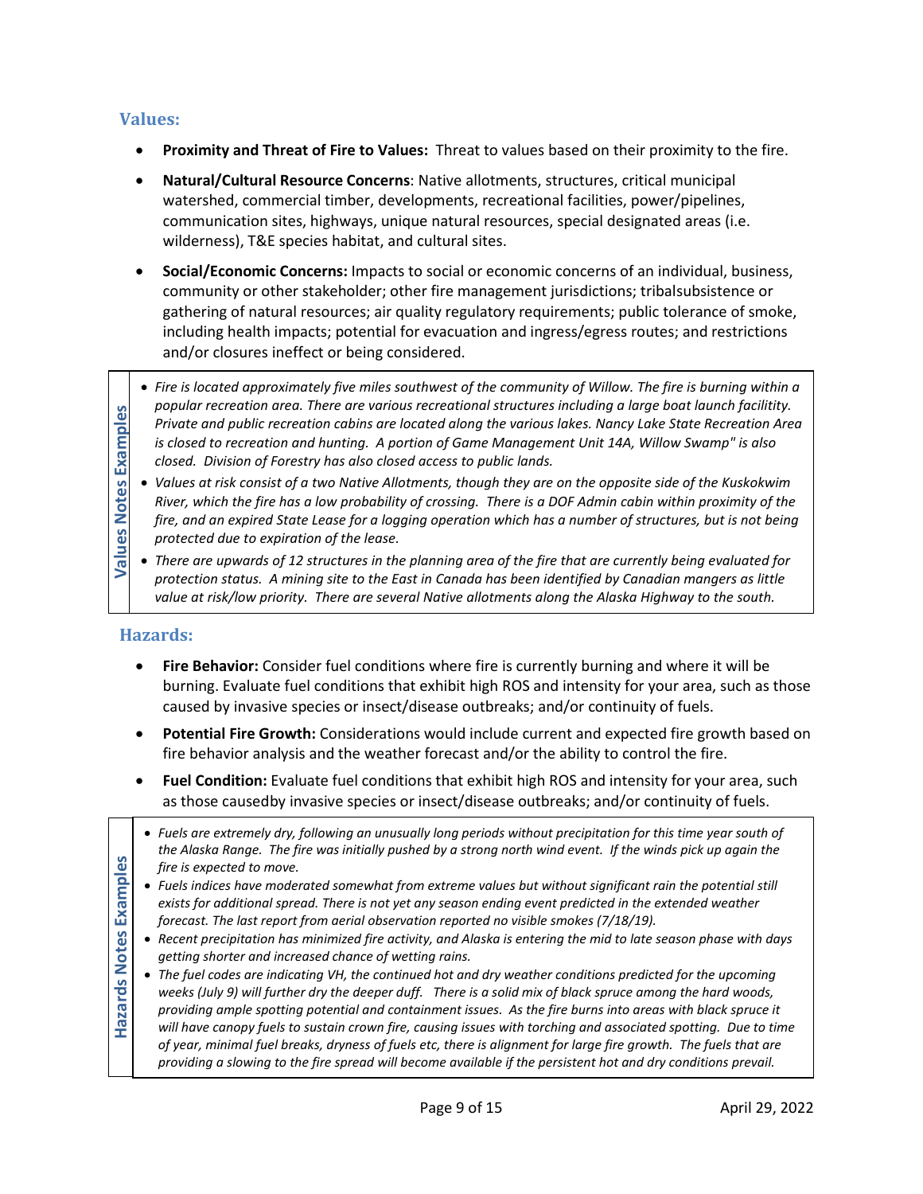## Values:

- **Proximity and Threat of Fire to Values:** Threat to values based on their proximity to the fire.
- **Natural/Cultural Resource Concerns**: Native allotments, structures, critical municipal watershed, commercial timber, developments, recreational facilities, power/pipelines, communication sites, highways, unique natural resources, special designated areas (i.e. wilderness), T&E species habitat, and cultural sites.
- **Social/Economic Concerns:** Impacts to social or economic concerns of an individual, business, community or other stakeholder; other fire management jurisdictions; tribalsubsistence or gathering of natural resources; air quality regulatory requirements; public tolerance of smoke, including health impacts; potential for evacuation and ingress/egress routes; and restrictions and/or closures ineffect or being considered.

**Values Notes Examples**

- *Fire is located approximately five miles southwest of the community of Willow. The fire is burning within a popular recreation area. There are various recreational structures including a large boat launch facility. Private and public recreation cabins are located along the various lakes. Nancy Lake State Recreation Area is closed to recreation and hunting. A portion of Game Management Unit 14A, Willow Swamp" is also closed. Division of Forestry has also closed access to public lands.*
- *Values at risk consist of a two Native Allotments, though they are on the opposite side of the Kuskokwim River, which the fire has a low probability of crossing. There is a DOF Admin cabin within proximity of the fire, and an expired State Lease for a logging operation which has a number of structures, but is not being protected due to expiration of the lease.*
- *There are upwards of 12 structures in the planning area of the fire that are currently being evaluated for protection status. A mining site to the East in Canada has been identified by Canadian mangers as little value at risk/low priority. There are several Native allotments along the Alaska Highway to the south.*

## Hazards:

- **Fire Behavior:** Consider fuel conditions where fire is currently burning and where it will be burning. Evaluate fuel conditions that exhibit high ROS and intensity for your area, such as those caused by invasive species or insect/disease outbreaks; and/or continuity of fuels.
- **Potential Fire Growth:** Considerations would include current and expected fire growth based on fire behavior analysis and the weather forecast and/or the ability to control the fire.
- **Fuel Condition:** Evaluate fuel conditions that exhibit high ROS and intensity for your area, such as those causedby invasive species or insect/disease outbreaks; and/or continuity of fuels.

**Hazards Notes Examples**

- *Fuels are extremely dry, following an unusually long periods without precipitation for this time year south of the Alaska Range. The fire was initially pushed by a strong north wind event. If the winds pick up again the fire is expected to move.*
- *Fuels indices have moderated somewhat from extreme values but without significant rain the potential still exists for additional spread. There is not yet any season ending event predicted in the extended weather forecast. The last report from aerial observation reported no visible smokes (7/18/19).*
- *Recent precipitation has minimized fire activity, and Alaska is entering the mid to late season phase with days getting shorter and increased chance of wetting rains.*
- *The fuel codes are indicating VH, the continued hot and dry weather conditions predicted for the upcoming weeks (July 9) will further dry the deeper duff. There is a solid mix of black spruce among the hard woods, providing ample spotting potential and containment issues. As the fire burns into areas with black spruce it will have canopy fuels to sustain crown fire, causing issues with torching and associated spotting. Due to time of year, minimal fuel breaks, dryness of fuels etc, there is alignment for large fire growth. The fuels that are providing a slowing to the fire spread will become available if the persistent hot and dry conditions prevail.*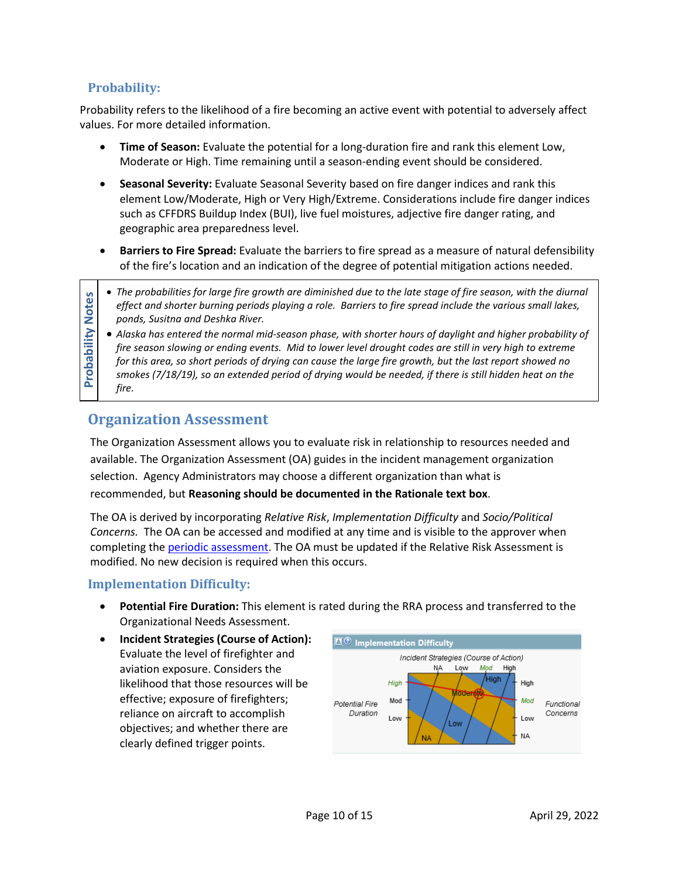## Probability:

Probability refers to the likelihood of a fire becoming an active event with potential to adversely affect values. For more detailed information.

- **Time of Season:** Evaluate the potential for a long-duration fire and rank this element Low, Moderate or High. Time remaining until a season-ending event should be considered.
- **Seasonal Severity:** Evaluate Seasonal Severity based on fire danger indices and rank this element Low/Moderate, High or Very High/Extreme. Considerations include fire danger indices such as CFFDRS Buildup Index (BUI), live fuel moistures, adjective fire danger rating, and geographic area preparedness level.
- **Barriers to Fire Spread:** Evaluate the barriers to fire spread as a measure of natural defensibility of the fire's location and an indication of the degree of potential mitigation actions needed.

| Probability Notes | |
|---|---|
| | • *The probabilities for large fire growth are diminished due to the late stage of fire season, with the diurnal effect and shorter burning periods playing a role. Barriers to fire spread include the various small lakes, ponds, Susitna and Deshka River.* <br> • *Alaska has entered the normal mid-season phase, with shorter hours of daylight and higher probability of fire season slowing or ending events. Mid to lower level drought codes are still in very high to extreme for this area, so short periods of drying can cause the large fire growth, but the last report showed no smokes (7/18/19), so an extended period of drying would be needed, if there is still hidden heat on the fire.* |

## Organization Assessment

The Organization Assessment allows you to evaluate risk in relationship to resources needed and available. The Organization Assessment (OA) guides in the incident management organization selection. Agency Administrators may choose a different organization than what is recommended, but **Reasoning should be documented in the Rationale text box**.

The OA is derived by incorporating *Relative Risk*, *Implementation Difficulty* and *Socio/Political Concerns.* The OA can be accessed and modified at any time and is visible to the approver when completing the periodic assessment. The OA must be updated if the Relative Risk Assessment is modified. No new decision is required when this occurs.

### Implementation Difficulty:

- **Potential Fire Duration:** This element is rated during the RRA process and transferred to the Organizational Needs Assessment.
- **Incident Strategies (Course of Action):** Evaluate the level of firefighter and aviation exposure. Considers the likelihood that those resources will be effective; exposure of firefighters; reliance on aircraft to accomplish objectives; and whether there are clearly defined trigger points.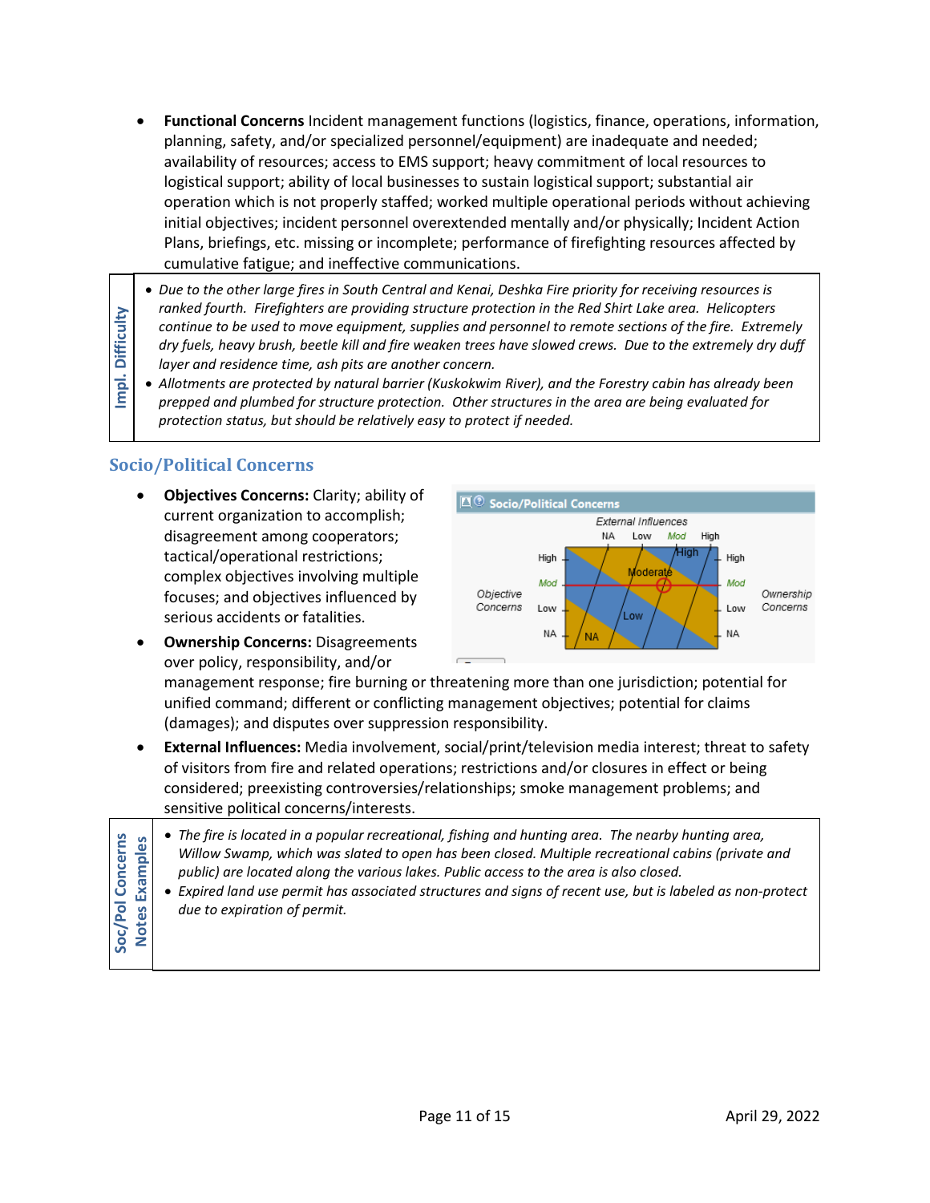- **Functional Concerns** Incident management functions (logistics, finance, operations, information, planning, safety, and/or specialized personnel/equipment) are inadequate and needed; availability of resources; access to EMS support; heavy commitment of local resources to logistical support; ability of local businesses to sustain logistical support; substantial air operation which is not properly staffed; worked multiple operational periods without achieving initial objectives; incident personnel overextended mentally and/or physically; Incident Action Plans, briefings, etc. missing or incomplete; performance of firefighting resources affected by cumulative fatigue; and ineffective communications.

| Impl. Difficulty | |
|---|---|
| | • *Due to the other large fires in South Central and Kenai, Deshka Fire priority for receiving resources is ranked fourth. Firefighters are providing structure protection in the Red Shirt Lake area. Helicopters continue to be used to move equipment, supplies and personnel to remote sections of the fire. Extremely dry fuels, heavy brush, beetle kill and fire weaken trees have slowed crews. Due to the extremely dry duff layer and residence time, ash pits are another concern.* <br> • *Allotments are protected by natural barrier (Kuskokwim River), and the Forestry cabin has already been prepped and plumbed for structure protection. Other structures in the area are being evaluated for protection status, but should be relatively easy to protect if needed.* |

## Socio/Political Concerns

- **Objectives Concerns:** Clarity; ability of current organization to accomplish; disagreement among cooperators; tactical/operational restrictions; complex objectives involving multiple focuses; and objectives influenced by serious accidents or fatalities.
- **Ownership Concerns:** Disagreements over policy, responsibility, and/or management response; fire burning or threatening more than one jurisdiction; potential for unified command; different or conflicting management objectives; potential for claims (damages); and disputes over suppression responsibility.
- **External Influences:** Media involvement, social/print/television media interest; threat to safety of visitors from fire and related operations; restrictions and/or closures in effect or being considered; preexisting controversies/relationships; smoke management problems; and sensitive political concerns/interests.

| Soc/Pol Concerns Notes Examples | |
|---|---|
| | • *The fire is located in a popular recreational, fishing and hunting area. The nearby hunting area, Willow Swamp, which was slated to open has been closed. Multiple recreational cabins (private and public) are located along the various lakes. Public access to the area is also closed.* <br> • *Expired land use permit has associated structures and signs of recent use, but is labeled as non-protect due to expiration of permit.* |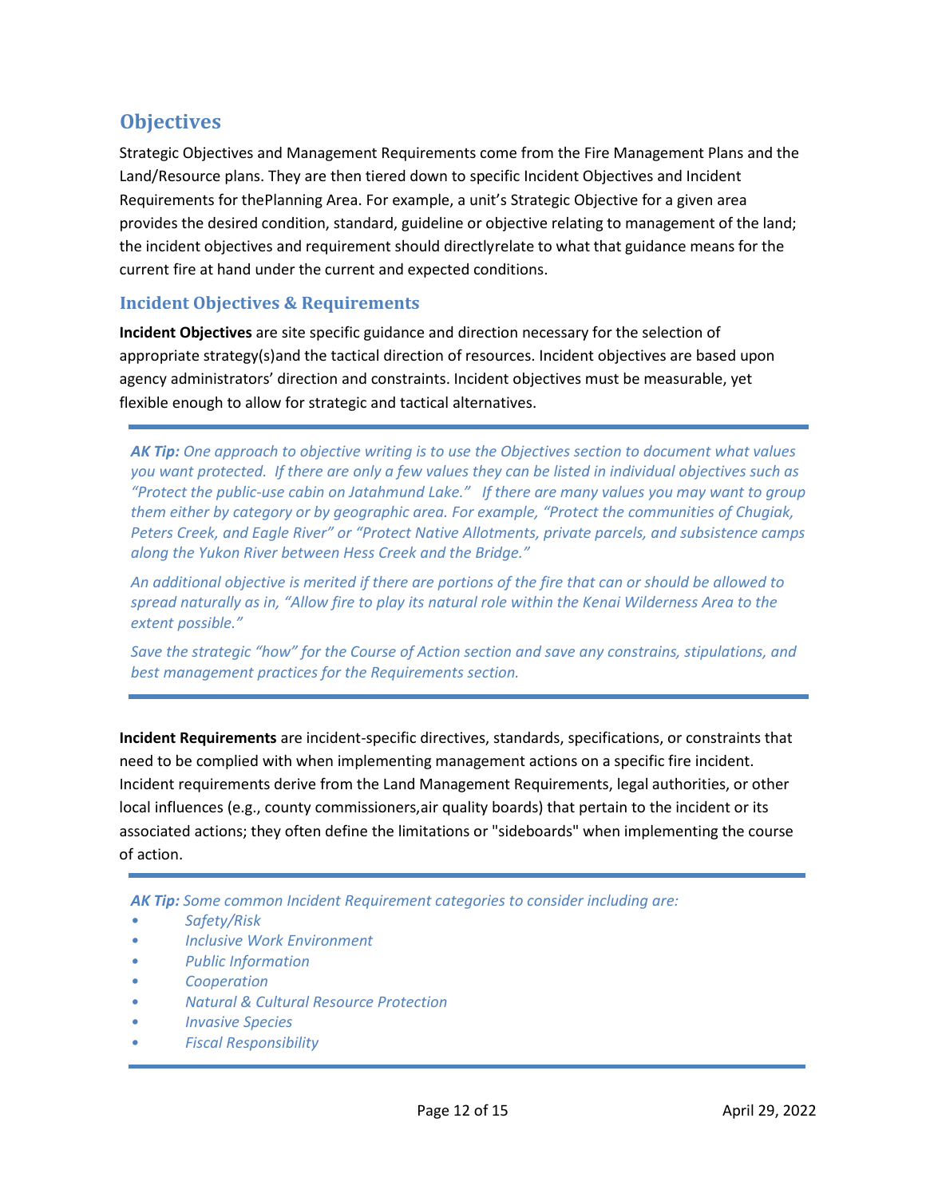## Objectives

Strategic Objectives and Management Requirements come from the Fire Management Plans and the Land/Resource plans. They are then tiered down to specific Incident Objectives and Incident Requirements for thePlanning Area. For example, a unit's Strategic Objective for a given area provides the desired condition, standard, guideline or objective relating to management of the land; the incident objectives and requirement should directlyrelate to what that guidance means for the current fire at hand under the current and expected conditions.

### Incident Objectives & Requirements

**Incident Objectives** are site specific guidance and direction necessary for the selection of appropriate strategy(s)and the tactical direction of resources. Incident objectives are based upon agency administrators' direction and constraints. Incident objectives must be measurable, yet flexible enough to allow for strategic and tactical alternatives.

---

***AK Tip:*** *One approach to objective writing is to use the Objectives section to document what values you want protected. If there are only a few values they can be listed in individual objectives such as "Protect the public-use cabin on Jatahmund Lake." If there are many values you may want to group them either by category or by geographic area. For example, "Protect the communities of Chugiak, Peters Creek, and Eagle River" or "Protect Native Allotments, private parcels, and subsistence camps along the Yukon River between Hess Creek and the Bridge."*

*An additional objective is merited if there are portions of the fire that can or should be allowed to spread naturally as in, "Allow fire to play its natural role within the Kenai Wilderness Area to the extent possible."*

*Save the strategic "how" for the Course of Action section and save any constrains, stipulations, and best management practices for the Requirements section.*

---

**Incident Requirements** are incident-specific directives, standards, specifications, or constraints that need to be complied with when implementing management actions on a specific fire incident. Incident requirements derive from the Land Management Requirements, legal authorities, or other local influences (e.g., county commissioners,air quality boards) that pertain to the incident or its associated actions; they often define the limitations or "sideboards" when implementing the course of action.

---

***AK Tip:*** *Some common Incident Requirement categories to consider including are:*

- *Safety/Risk*
- *Inclusive Work Environment*
- *Public Information*
- *Cooperation*
- *Natural & Cultural Resource Protection*
- *Invasive Species*
- *Fiscal Responsibility*

---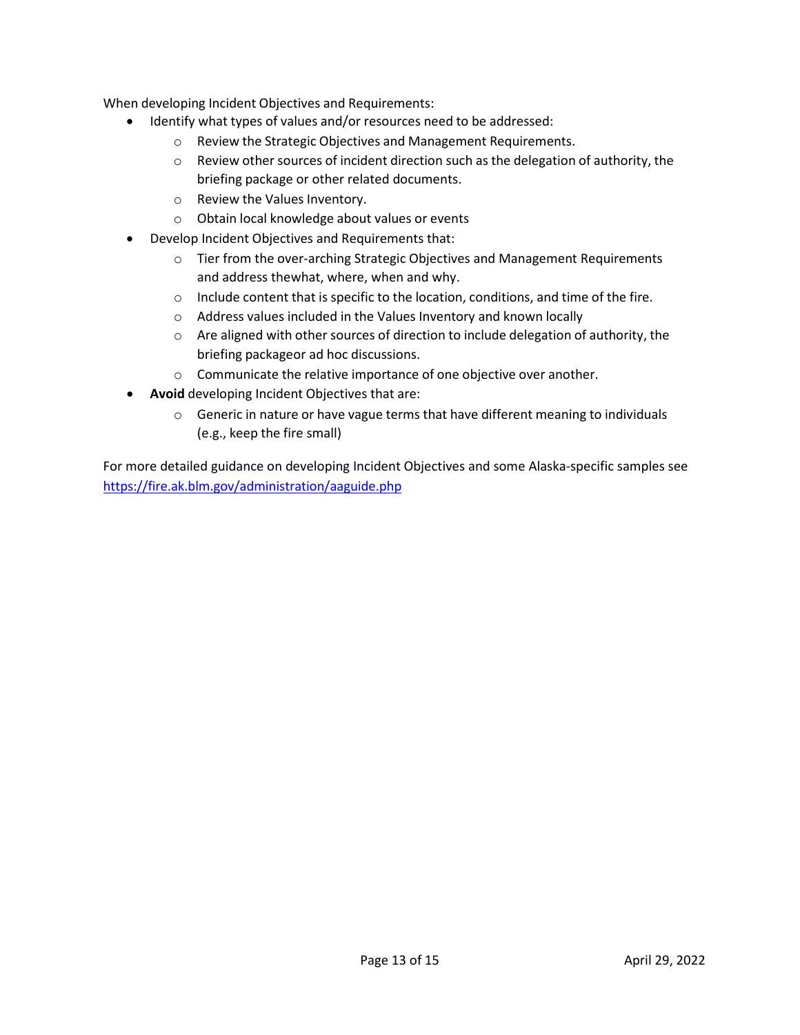When developing Incident Objectives and Requirements:

- Identify what types of values and/or resources need to be addressed:
  - Review the Strategic Objectives and Management Requirements.
  - Review other sources of incident direction such as the delegation of authority, the briefing package or other related documents.
  - Review the Values Inventory.
  - Obtain local knowledge about values or events
- Develop Incident Objectives and Requirements that:
  - Tier from the over-arching Strategic Objectives and Management Requirements and address thewhat, where, when and why.
  - Include content that is specific to the location, conditions, and time of the fire.
  - Address values included in the Values Inventory and known locally
  - Are aligned with other sources of direction to include delegation of authority, the briefing packageor ad hoc discussions.
  - Communicate the relative importance of one objective over another.
- **Avoid** developing Incident Objectives that are:
  - Generic in nature or have vague terms that have different meaning to individuals (e.g., keep the fire small)

For more detailed guidance on developing Incident Objectives and some Alaska-specific samples see https://fire.ak.blm.gov/administration/aaguide.php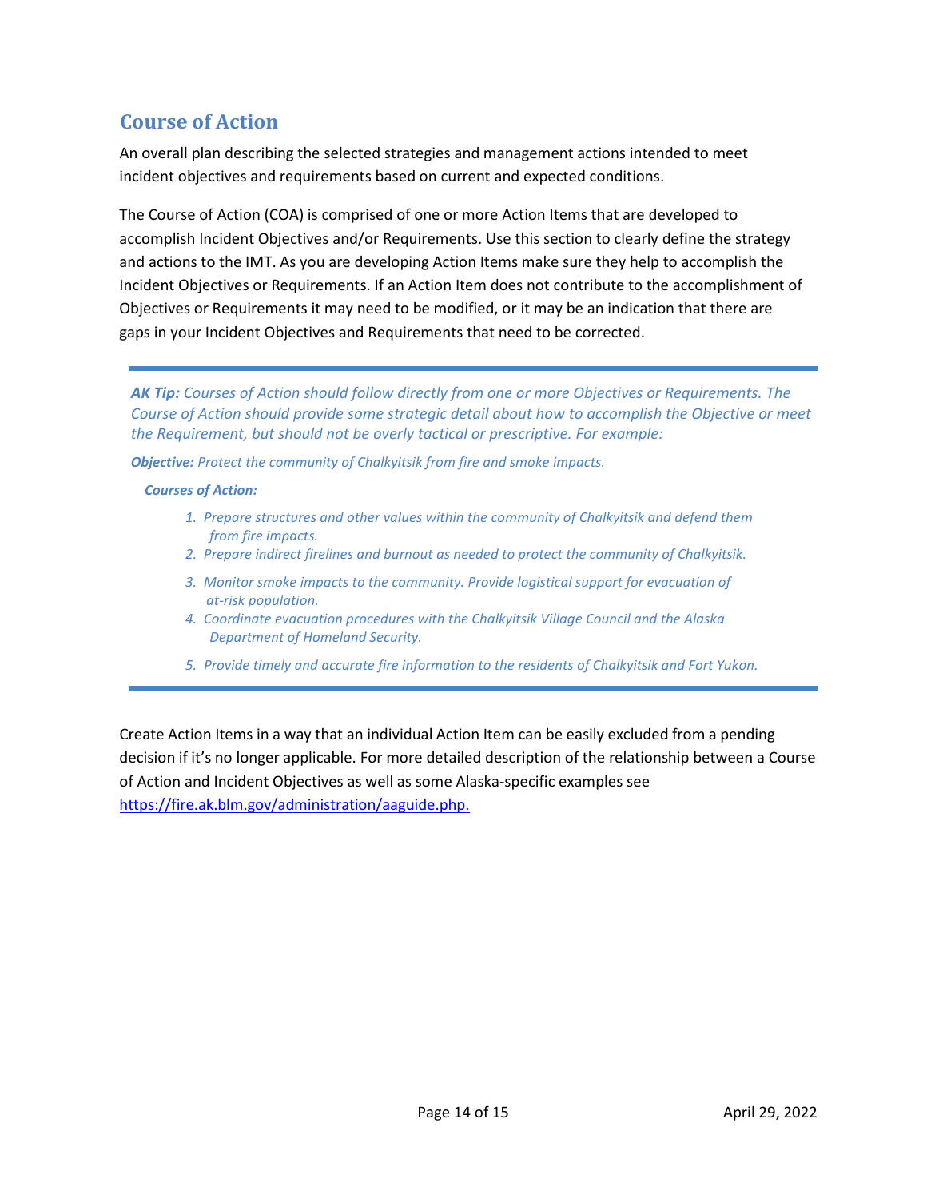## Course of Action

An overall plan describing the selected strategies and management actions intended to meet incident objectives and requirements based on current and expected conditions.

The Course of Action (COA) is comprised of one or more Action Items that are developed to accomplish Incident Objectives and/or Requirements. Use this section to clearly define the strategy and actions to the IMT. As you are developing Action Items make sure they help to accomplish the Incident Objectives or Requirements. If an Action Item does not contribute to the accomplishment of Objectives or Requirements it may need to be modified, or it may be an indication that there are gaps in your Incident Objectives and Requirements that need to be corrected.

---

***AK Tip:*** *Courses of Action should follow directly from one or more Objectives or Requirements. The Course of Action should provide some strategic detail about how to accomplish the Objective or meet the Requirement, but should not be overly tactical or prescriptive. For example:*

***Objective:*** *Protect the community of Chalkyitsik from fire and smoke impacts.*

***Courses of Action:***

1. *Prepare structures and other values within the community of Chalkyitsik and defend them from fire impacts.*
2. *Prepare indirect firelines and burnout as needed to protect the community of Chalkyitsik.*
3. *Monitor smoke impacts to the community. Provide logistical support for evacuation of at-risk population.*
4. *Coordinate evacuation procedures with the Chalkyitsik Village Council and the Alaska Department of Homeland Security.*
5. *Provide timely and accurate fire information to the residents of Chalkyitsik and Fort Yukon.*

---

Create Action Items in a way that an individual Action Item can be easily excluded from a pending decision if it's no longer applicable. For more detailed description of the relationship between a Course of Action and Incident Objectives as well as some Alaska-specific examples see [https://fire.ak.blm.gov/administration/aaguide.php.](https://fire.ak.blm.gov/administration/aaguide.php)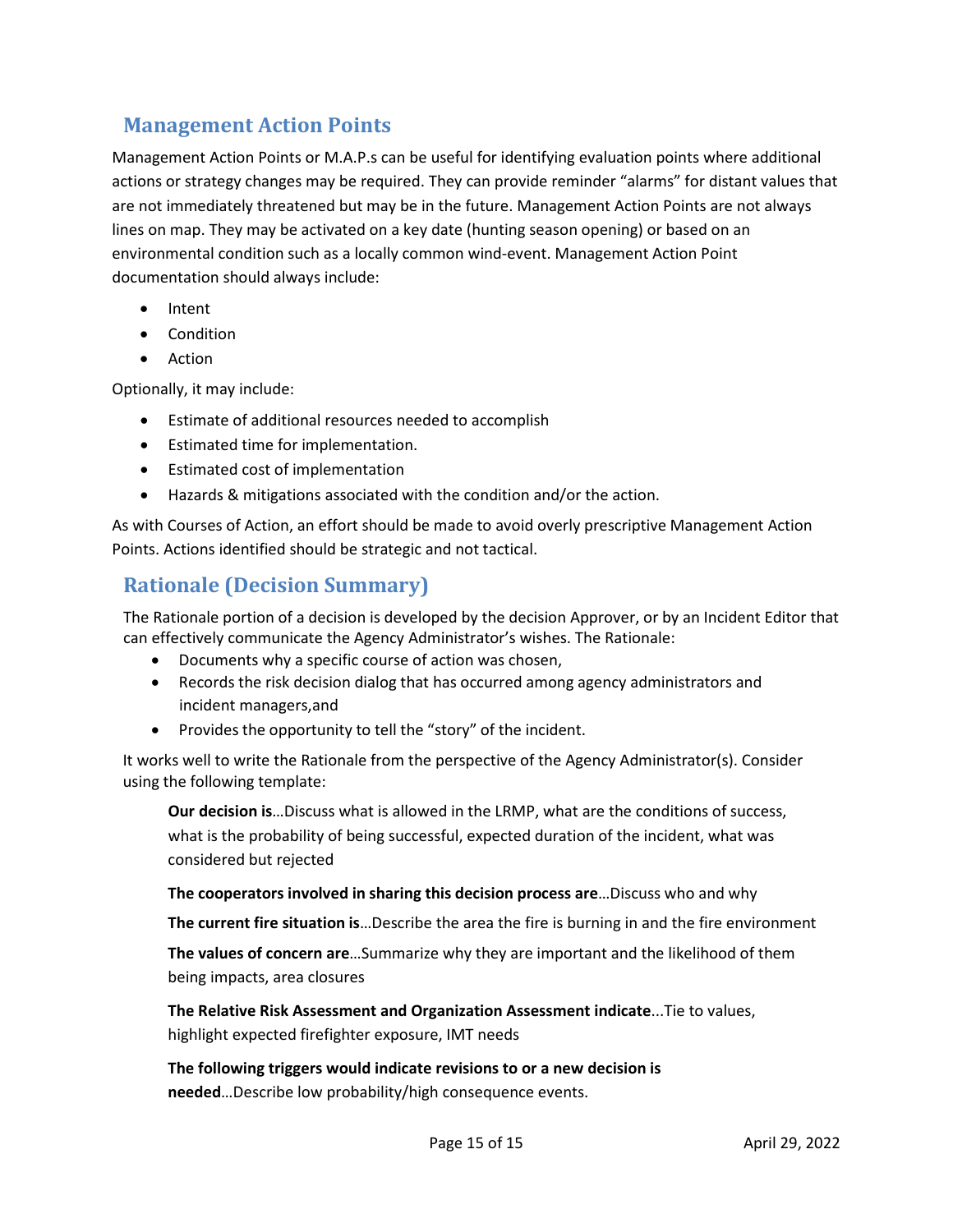## Management Action Points

Management Action Points or M.A.P.s can be useful for identifying evaluation points where additional actions or strategy changes may be required. They can provide reminder “alarms” for distant values that are not immediately threatened but may be in the future. Management Action Points are not always lines on map. They may be activated on a key date (hunting season opening) or based on an environmental condition such as a locally common wind-event. Management Action Point documentation should always include:

- Intent
- Condition
- Action

Optionally, it may include:

- Estimate of additional resources needed to accomplish
- Estimated time for implementation.
- Estimated cost of implementation
- Hazards & mitigations associated with the condition and/or the action.

As with Courses of Action, an effort should be made to avoid overly prescriptive Management Action Points. Actions identified should be strategic and not tactical.

## Rationale (Decision Summary)

The Rationale portion of a decision is developed by the decision Approver, or by an Incident Editor that can effectively communicate the Agency Administrator’s wishes. The Rationale:

- Documents why a specific course of action was chosen,
- Records the risk decision dialog that has occurred among agency administrators and incident managers,and
- Provides the opportunity to tell the “story” of the incident.

It works well to write the Rationale from the perspective of the Agency Administrator(s). Consider using the following template:

**Our decision is**…Discuss what is allowed in the LRMP, what are the conditions of success, what is the probability of being successful, expected duration of the incident, what was considered but rejected

**The cooperators involved in sharing this decision process are**…Discuss who and why

**The current fire situation is**…Describe the area the fire is burning in and the fire environment

**The values of concern are**…Summarize why they are important and the likelihood of them being impacts, area closures

**The Relative Risk Assessment and Organization Assessment indicate**...Tie to values, highlight expected firefighter exposure, IMT needs

**The following triggers would indicate revisions to or a new decision is needed**…Describe low probability/high consequence events.